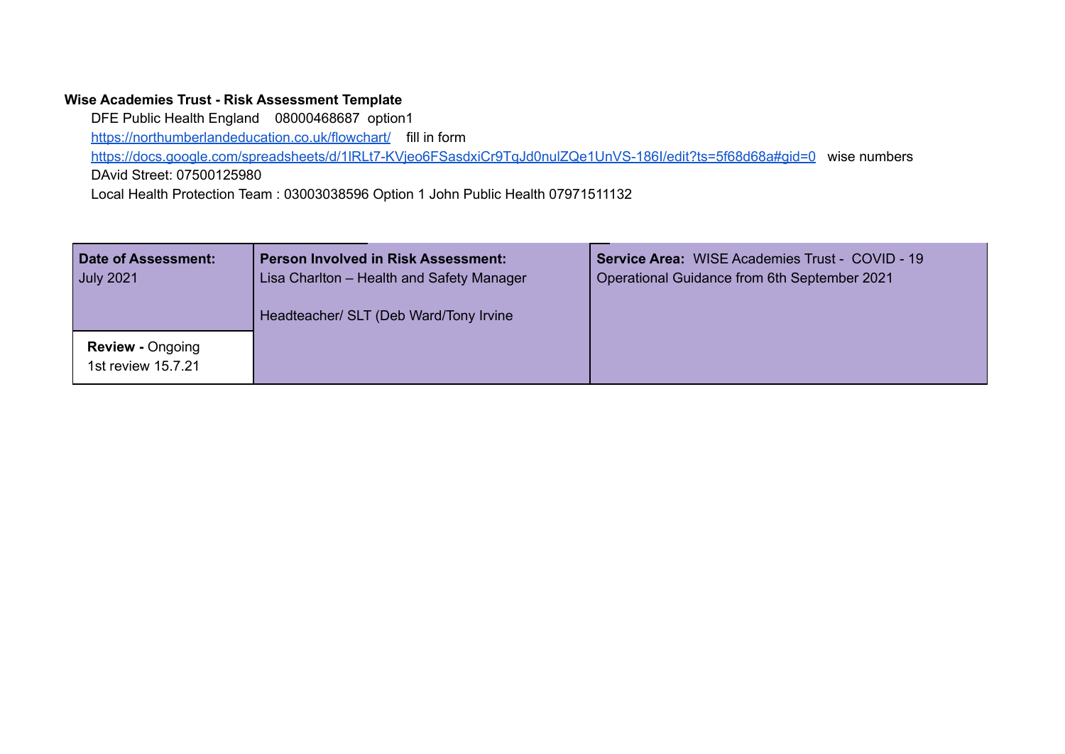**Wise Academies Trust - Risk Assessment Template**

DFE Public Health England 08000468687 option1

https://northumberlandeducation.co.uk/flowchart/ fill in form

https://docs.google.com/spreadsheets/d/1lRLt7-KVjeo6FSasdxiCr9TqJd0nulZQe1UnVS-186I/edit?ts=5f68d68a#gid=0 wise numbers

DAvid Street: 07500125980

Local Health Protection Team : 03003038596 Option 1 John Public Health 07971511132

| **Date of Assessment:** July 2021 | **Person Involved in Risk Assessment:** Lisa Charlton – Health and Safety Manager<br><br>Headteacher/ SLT (Deb Ward/Tony Irvine | **Service Area:** WISE Academies Trust - COVID - 19 Operational Guidance from 6th September 2021 |
|---|---|---|
| **Review -** Ongoing<br>1st review 15.7.21 | | |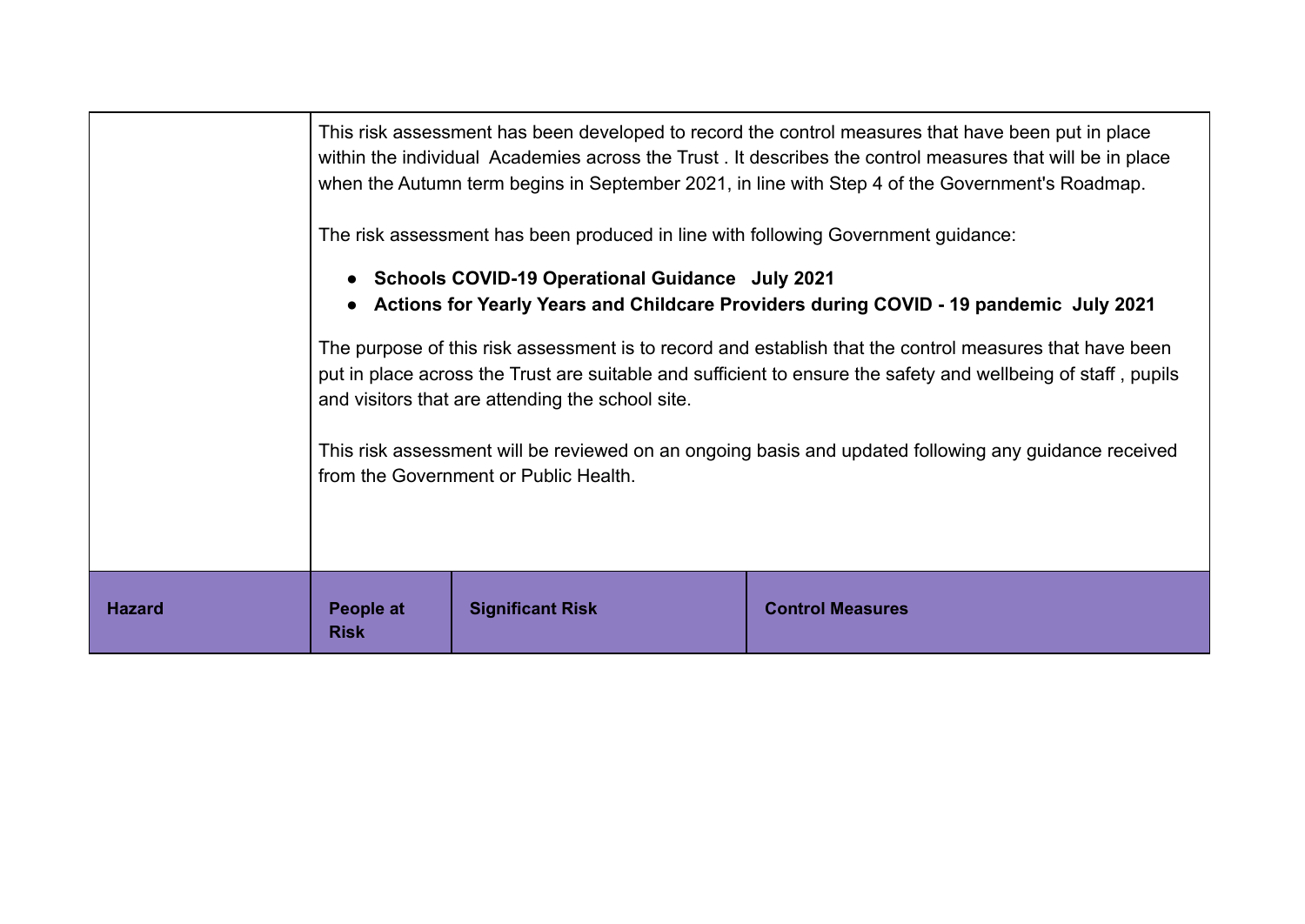This risk assessment has been developed to record the control measures that have been put in place within the individual Academies across the Trust . It describes the control measures that will be in place when the Autumn term begins in September 2021, in line with Step 4 of the Government's Roadmap.

The risk assessment has been produced in line with following Government guidance:

- **Schools COVID-19 Operational Guidance July 2021**
- **Actions for Yearly Years and Childcare Providers during COVID - 19 pandemic July 2021**

The purpose of this risk assessment is to record and establish that the control measures that have been put in place across the Trust are suitable and sufficient to ensure the safety and wellbeing of staff , pupils and visitors that are attending the school site.

This risk assessment will be reviewed on an ongoing basis and updated following any guidance received from the Government or Public Health.

| Hazard | People at Risk | Significant Risk | Control Measures |
|---|---|---|---|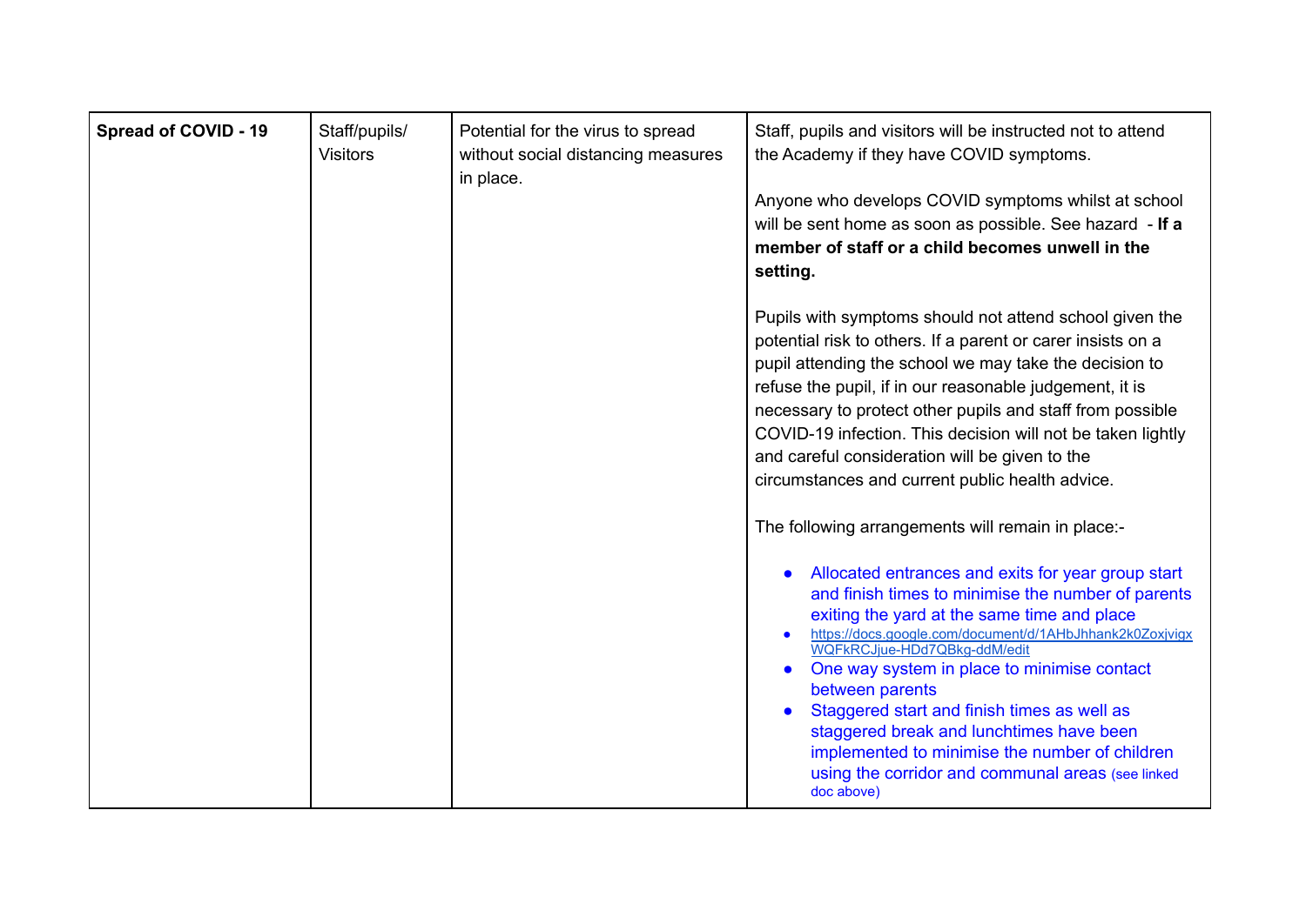| **Spread of COVID - 19** | Staff/pupils/ Visitors | Potential for the virus to spread without social distancing measures in place. | Staff, pupils and visitors will be instructed not to attend the Academy if they have COVID symptoms.<br><br>Anyone who develops COVID symptoms whilst at school will be sent home as soon as possible. See hazard - **If a member of staff or a child becomes unwell in the setting.**<br><br>Pupils with symptoms should not attend school given the potential risk to others. If a parent or carer insists on a pupil attending the school we may take the decision to refuse the pupil, if in our reasonable judgement, it is necessary to protect other pupils and staff from possible COVID-19 infection. This decision will not be taken lightly and careful consideration will be given to the circumstances and current public health advice.<br><br>The following arrangements will remain in place:-<br><br>• Allocated entrances and exits for year group start and finish times to minimise the number of parents exiting the yard at the same time and place<br>• https://docs.google.com/document/d/1AHbJhhank2k0ZoxjvigxWQFkRCJjue-HDd7QBkg-ddM/edit<br>• One way system in place to minimise contact between parents<br>• Staggered start and finish times as well as staggered break and lunchtimes have been implemented to minimise the number of children using the corridor and communal areas (see linked doc above) |
|---|---|---|---|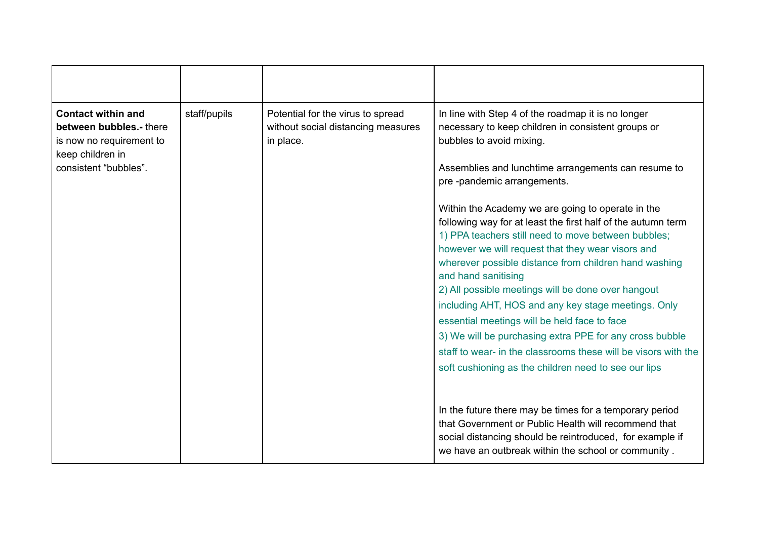| | | | |
|---|---|---|---|
| **Contact within and between bubbles.-** there is now no requirement to keep children in consistent "bubbles". | staff/pupils | Potential for the virus to spread without social distancing measures in place. | In line with Step 4 of the roadmap it is no longer necessary to keep children in consistent groups or bubbles to avoid mixing.<br><br>Assemblies and lunchtime arrangements can resume to pre -pandemic arrangements.<br><br>Within the Academy we are going to operate in the following way for at least the first half of the autumn term<br>1) PPA teachers still need to move between bubbles; however we will request that they wear visors and wherever possible distance from children hand washing and hand sanitising<br>2) All possible meetings will be done over hangout including AHT, HOS and any key stage meetings. Only essential meetings will be held face to face<br>3) We will be purchasing extra PPE for any cross bubble staff to wear- in the classrooms these will be visors with the soft cushioning as the children need to see our lips<br><br>In the future there may be times for a temporary period that Government or Public Health will recommend that social distancing should be reintroduced, for example if we have an outbreak within the school or community . |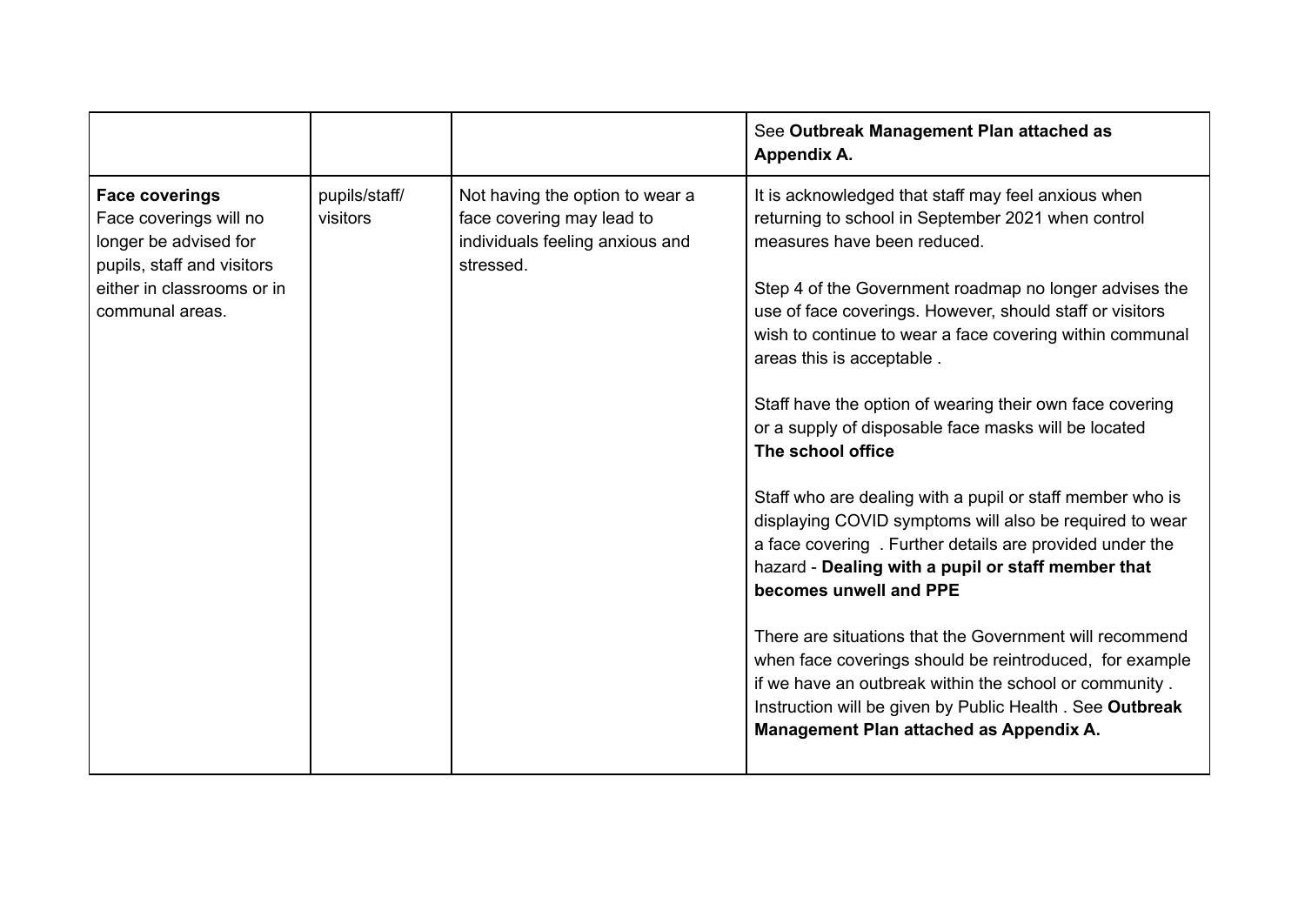| | | | |
|---|---|---|---|
| | | | See **Outbreak Management Plan attached as Appendix A.** |
| **Face coverings**<br>Face coverings will no longer be advised for pupils, staff and visitors either in classrooms or in communal areas. | pupils/staff/ visitors | Not having the option to wear a face covering may lead to individuals feeling anxious and stressed. | It is acknowledged that staff may feel anxious when returning to school in September 2021 when control measures have been reduced.<br><br>Step 4 of the Government roadmap no longer advises the use of face coverings. However, should staff or visitors wish to continue to wear a face covering within communal areas this is acceptable .<br><br>Staff have the option of wearing their own face covering or a supply of disposable face masks will be located **The school office**<br><br>Staff who are dealing with a pupil or staff member who is displaying COVID symptoms will also be required to wear a face covering . Further details are provided under the hazard - **Dealing with a pupil or staff member that becomes unwell and PPE**<br><br>There are situations that the Government will recommend when face coverings should be reintroduced, for example if we have an outbreak within the school or community . Instruction will be given by Public Health . See **Outbreak Management Plan attached as Appendix A.** |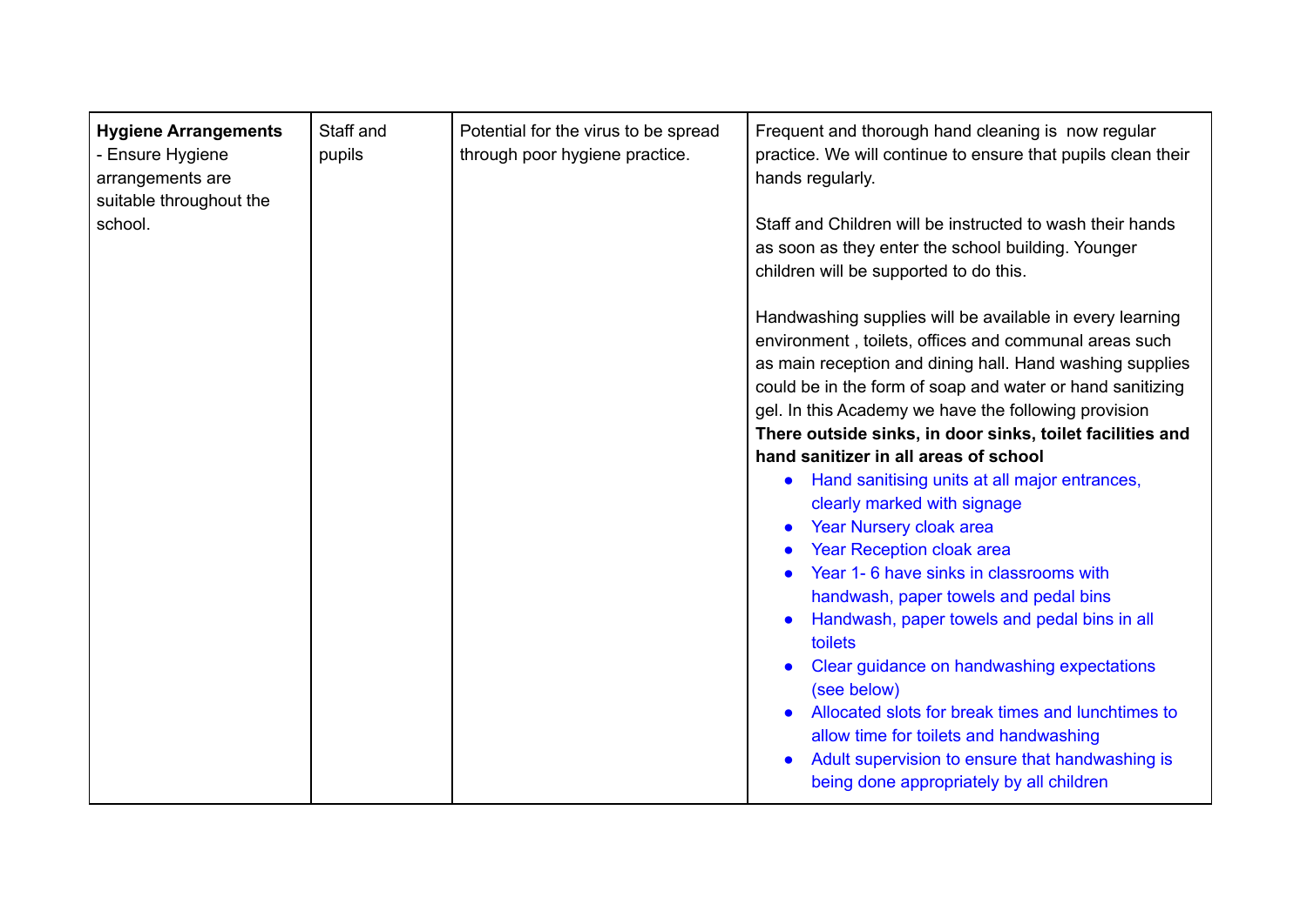| | | | |
|---|---|---|---|
| **Hygiene Arrangements** - Ensure Hygiene arrangements are suitable throughout the school. | Staff and pupils | Potential for the virus to be spread through poor hygiene practice. | Frequent and thorough hand cleaning is now regular practice. We will continue to ensure that pupils clean their hands regularly.<br><br>Staff and Children will be instructed to wash their hands as soon as they enter the school building. Younger children will be supported to do this.<br><br>Handwashing supplies will be available in every learning environment , toilets, offices and communal areas such as main reception and dining hall. Hand washing supplies could be in the form of soap and water or hand sanitizing gel. In this Academy we have the following provision **There outside sinks, in door sinks, toilet facilities and hand sanitizer in all areas of school**<br>• Hand sanitising units at all major entrances, clearly marked with signage<br>• Year Nursery cloak area<br>• Year Reception cloak area<br>• Year 1- 6 have sinks in classrooms with handwash, paper towels and pedal bins<br>• Handwash, paper towels and pedal bins in all toilets<br>• Clear guidance on handwashing expectations (see below)<br>• Allocated slots for break times and lunchtimes to allow time for toilets and handwashing<br>• Adult supervision to ensure that handwashing is being done appropriately by all children |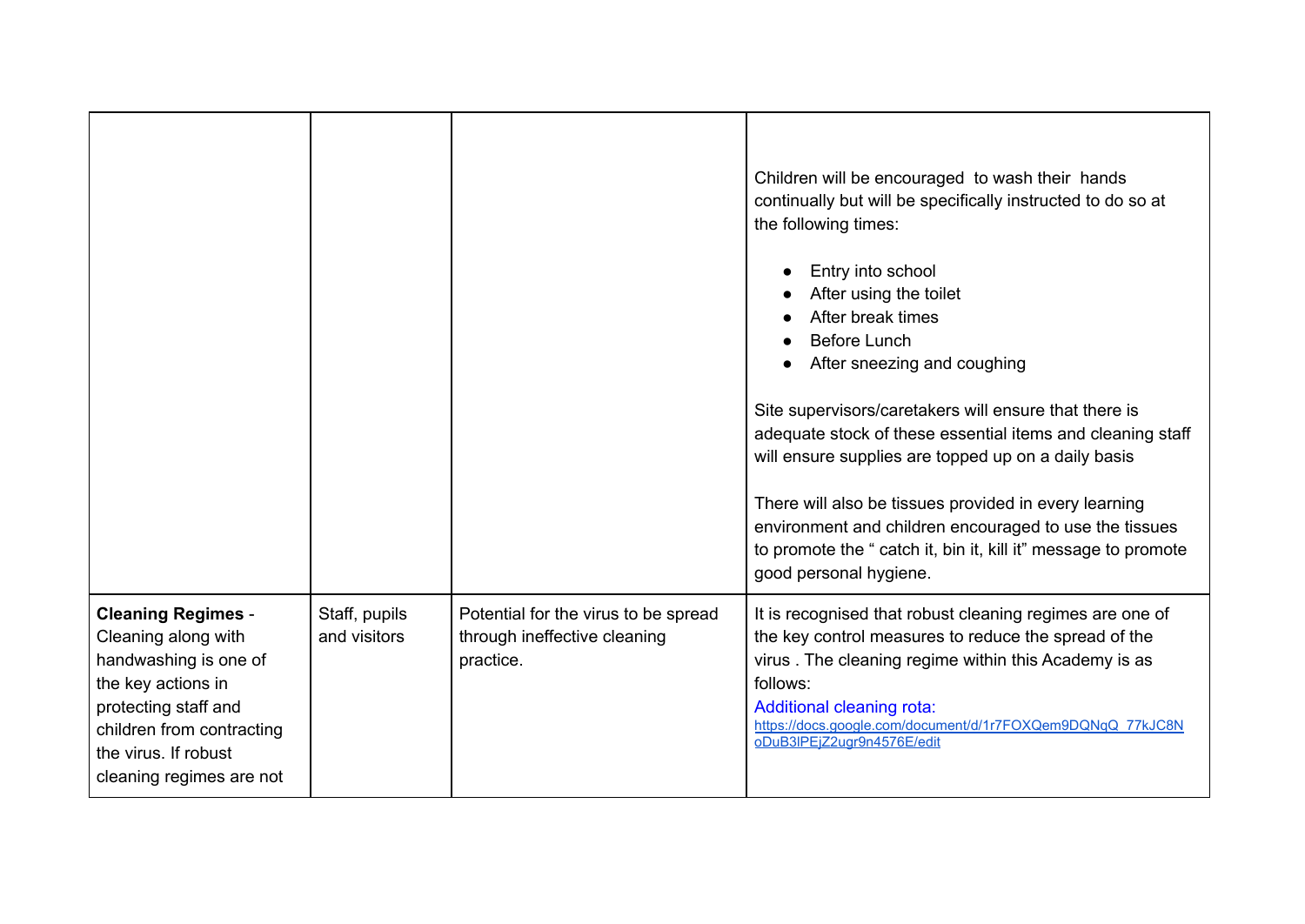| | | | |
|---|---|---|---|
| | | | Children will be encouraged to wash their hands continually but will be specifically instructed to do so at the following times:<br><br>● Entry into school<br>● After using the toilet<br>● After break times<br>● Before Lunch<br>● After sneezing and coughing<br><br>Site supervisors/caretakers will ensure that there is adequate stock of these essential items and cleaning staff will ensure supplies are topped up on a daily basis<br><br>There will also be tissues provided in every learning environment and children encouraged to use the tissues to promote the " catch it, bin it, kill it" message to promote good personal hygiene. |
| **Cleaning Regimes** - Cleaning along with handwashing is one of the key actions in protecting staff and children from contracting the virus. If robust cleaning regimes are not | Staff, pupils and visitors | Potential for the virus to be spread through ineffective cleaning practice. | It is recognised that robust cleaning regimes are one of the key control measures to reduce the spread of the virus . The cleaning regime within this Academy is as follows:<br>Additional cleaning rota:<br>https://docs.google.com/document/d/1r7FOXQem9DQNqQ_77kJC8NoDuB3lPEjZ2ugr9n4576E/edit |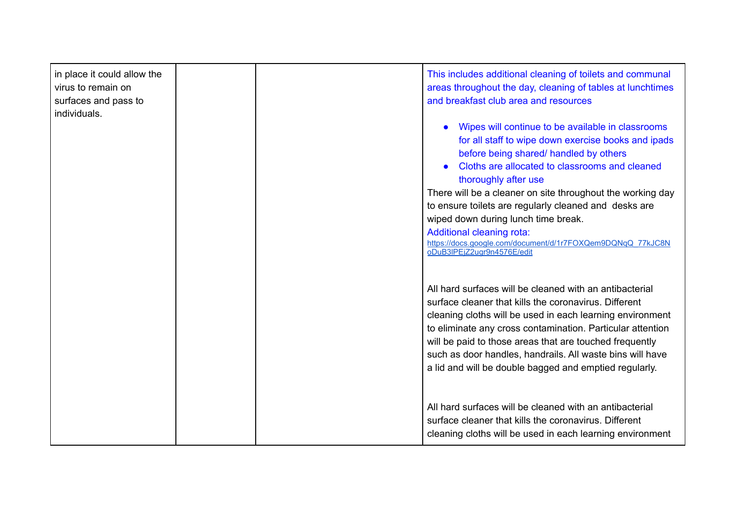| | | | |
|---|---|---|---|
| in place it could allow the virus to remain on surfaces and pass to individuals. | | | This includes additional cleaning of toilets and communal areas throughout the day, cleaning of tables at lunchtimes and breakfast club area and resources<br><br>• Wipes will continue to be available in classrooms for all staff to wipe down exercise books and ipads before being shared/ handled by others<br>• Cloths are allocated to classrooms and cleaned thoroughly after use<br><br>There will be a cleaner on site throughout the working day to ensure toilets are regularly cleaned and desks are wiped down during lunch time break.<br>Additional cleaning rota:<br>https://docs.google.com/document/d/1r7FOXQem9DQNqQ_77kJC8NoDuB3lPEjZ2ugr9n4576E/edit<br><br>All hard surfaces will be cleaned with an antibacterial surface cleaner that kills the coronavirus. Different cleaning cloths will be used in each learning environment to eliminate any cross contamination. Particular attention will be paid to those areas that are touched frequently such as door handles, handrails. All waste bins will have a lid and will be double bagged and emptied regularly.<br><br>All hard surfaces will be cleaned with an antibacterial surface cleaner that kills the coronavirus. Different cleaning cloths will be used in each learning environment |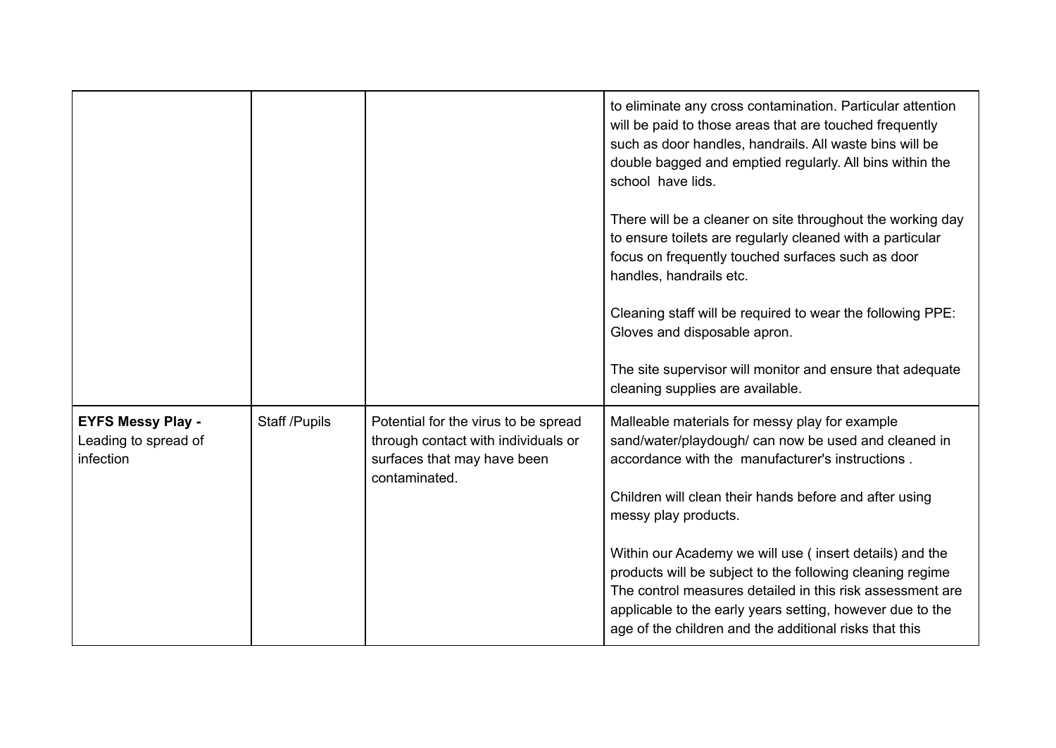| | | | |
|---|---|---|---|
| | | | to eliminate any cross contamination. Particular attention will be paid to those areas that are touched frequently such as door handles, handrails. All waste bins will be double bagged and emptied regularly. All bins within the school have lids.<br><br>There will be a cleaner on site throughout the working day to ensure toilets are regularly cleaned with a particular focus on frequently touched surfaces such as door handles, handrails etc.<br><br>Cleaning staff will be required to wear the following PPE: Gloves and disposable apron.<br><br>The site supervisor will monitor and ensure that adequate cleaning supplies are available. |
| **EYFS Messy Play -** Leading to spread of infection | Staff /Pupils | Potential for the virus to be spread through contact with individuals or surfaces that may have been contaminated. | Malleable materials for messy play for example sand/water/playdough/ can now be used and cleaned in accordance with the manufacturer's instructions .<br><br>Children will clean their hands before and after using messy play products.<br><br>Within our Academy we will use ( insert details) and the products will be subject to the following cleaning regime The control measures detailed in this risk assessment are applicable to the early years setting, however due to the age of the children and the additional risks that this |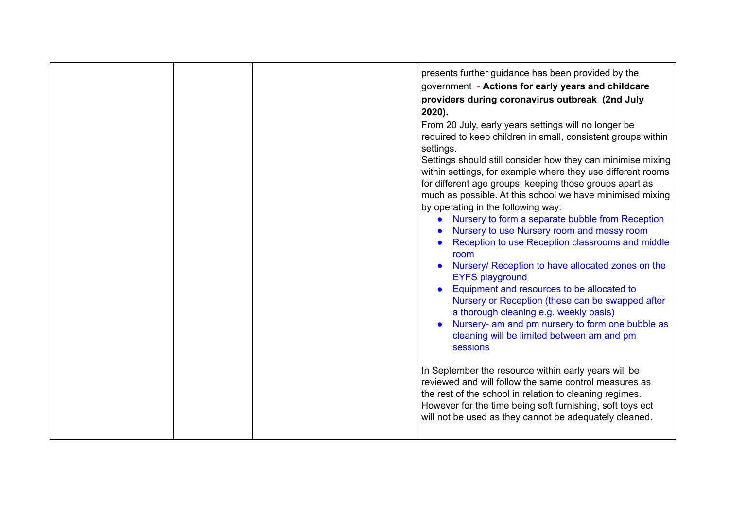| | | | presents further guidance has been provided by the government - **Actions for early years and childcare providers during coronavirus outbreak (2nd July 2020).**<br>From 20 July, early years settings will no longer be required to keep children in small, consistent groups within settings.<br>Settings should still consider how they can minimise mixing within settings, for example where they use different rooms for different age groups, keeping those groups apart as much as possible. At this school we have minimised mixing by operating in the following way:<br>• Nursery to form a separate bubble from Reception<br>• Nursery to use Nursery room and messy room<br>• Reception to use Reception classrooms and middle room<br>• Nursery/ Reception to have allocated zones on the EYFS playground<br>• Equipment and resources to be allocated to Nursery or Reception (these can be swapped after a thorough cleaning e.g. weekly basis)<br>• Nursery- am and pm nursery to form one bubble as cleaning will be limited between am and pm sessions<br><br>In September the resource within early years will be reviewed and will follow the same control measures as the rest of the school in relation to cleaning regimes. However for the time being soft furnishing, soft toys ect will not be used as they cannot be adequately cleaned. |
|---|---|---|---|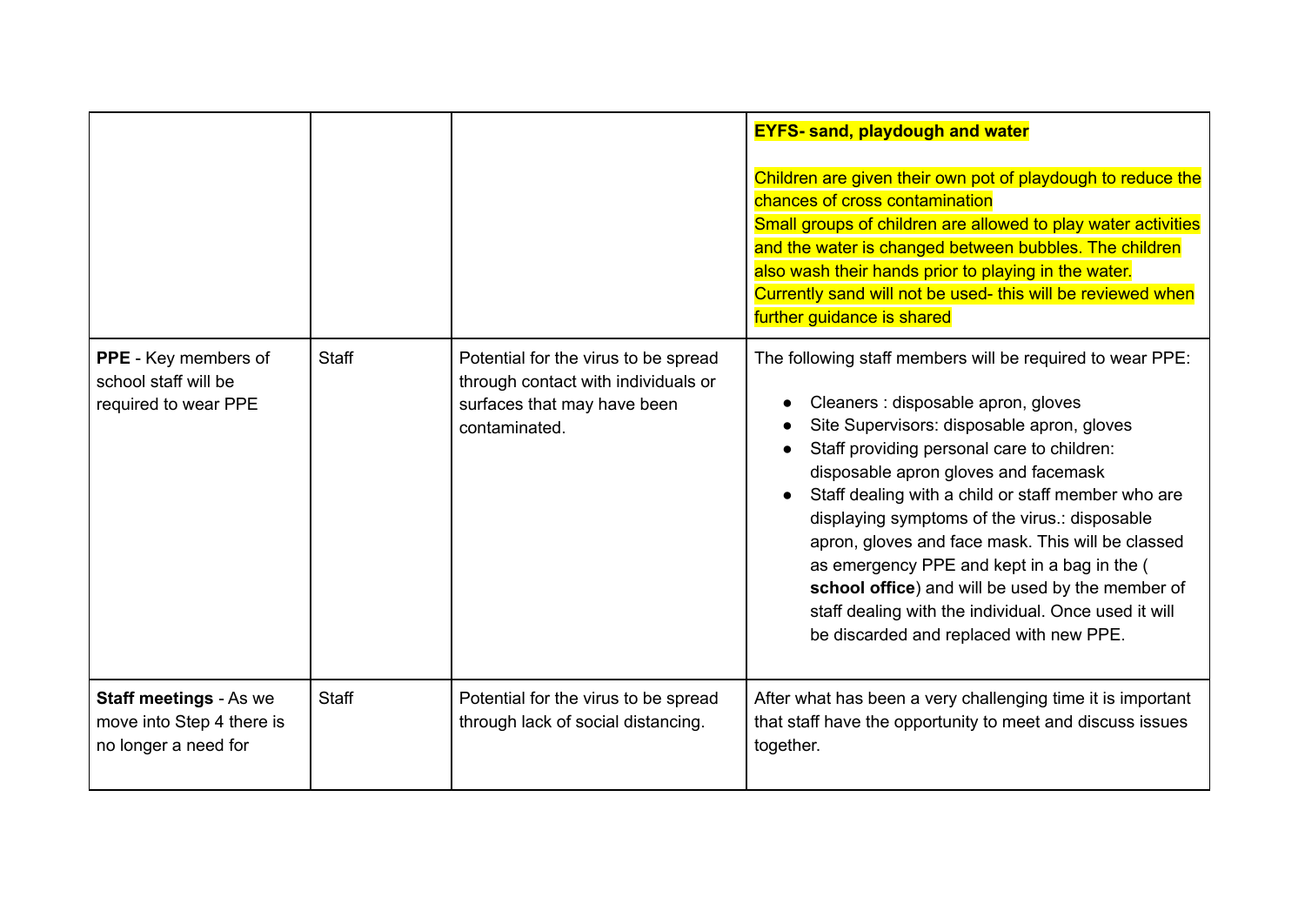| | | | |
|---|---|---|---|
| | | | **EYFS- sand, playdough and water**<br><br>Children are given their own pot of playdough to reduce the chances of cross contamination<br>Small groups of children are allowed to play water activities and the water is changed between bubbles. The children also wash their hands prior to playing in the water.<br>Currently sand will not be used- this will be reviewed when further guidance is shared |
| **PPE** - Key members of school staff will be required to wear PPE | Staff | Potential for the virus to be spread through contact with individuals or surfaces that may have been contaminated. | The following staff members will be required to wear PPE:<br><br>• Cleaners : disposable apron, gloves<br>• Site Supervisors: disposable apron, gloves<br>• Staff providing personal care to children: disposable apron gloves and facemask<br>• Staff dealing with a child or staff member who are displaying symptoms of the virus.: disposable apron, gloves and face mask. This will be classed as emergency PPE and kept in a bag in the ( **school office**) and will be used by the member of staff dealing with the individual. Once used it will be discarded and replaced with new PPE. |
| **Staff meetings** - As we move into Step 4 there is no longer a need for | Staff | Potential for the virus to be spread through lack of social distancing. | After what has been a very challenging time it is important that staff have the opportunity to meet and discuss issues together. |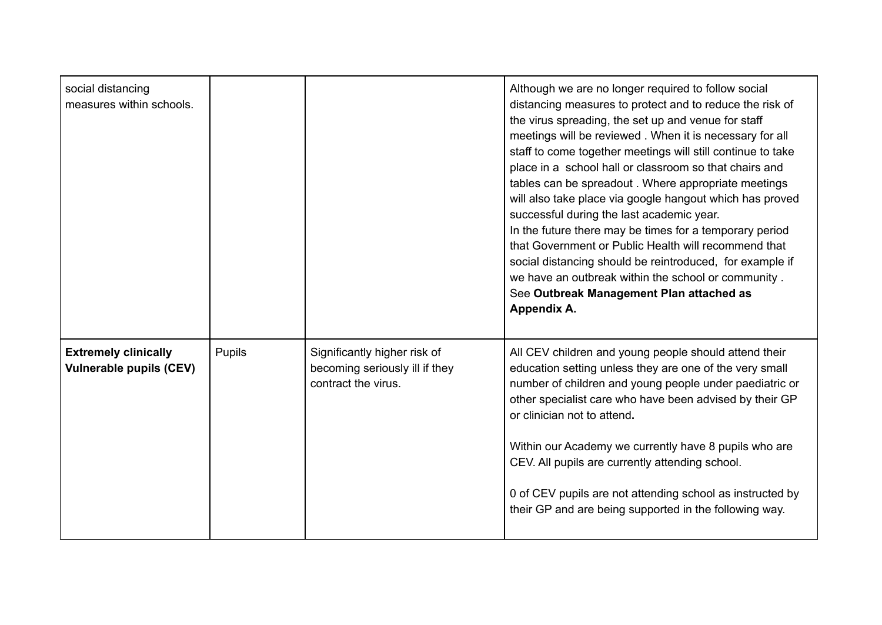| | | | |
|---|---|---|---|
| social distancing measures within schools. | | | Although we are no longer required to follow social distancing measures to protect and to reduce the risk of the virus spreading, the set up and venue for staff meetings will be reviewed . When it is necessary for all staff to come together meetings will still continue to take place in a school hall or classroom so that chairs and tables can be spreadout . Where appropriate meetings will also take place via google hangout which has proved successful during the last academic year.<br>In the future there may be times for a temporary period that Government or Public Health will recommend that social distancing should be reintroduced, for example if we have an outbreak within the school or community . See **Outbreak Management Plan attached as Appendix A.** |
| **Extremely clinically Vulnerable pupils (CEV)** | Pupils | Significantly higher risk of becoming seriously ill if they contract the virus. | All CEV children and young people should attend their education setting unless they are one of the very small number of children and young people under paediatric or other specialist care who have been advised by their GP or clinician not to attend**.**<br><br>Within our Academy we currently have 8 pupils who are CEV. All pupils are currently attending school.<br><br>0 of CEV pupils are not attending school as instructed by their GP and are being supported in the following way. |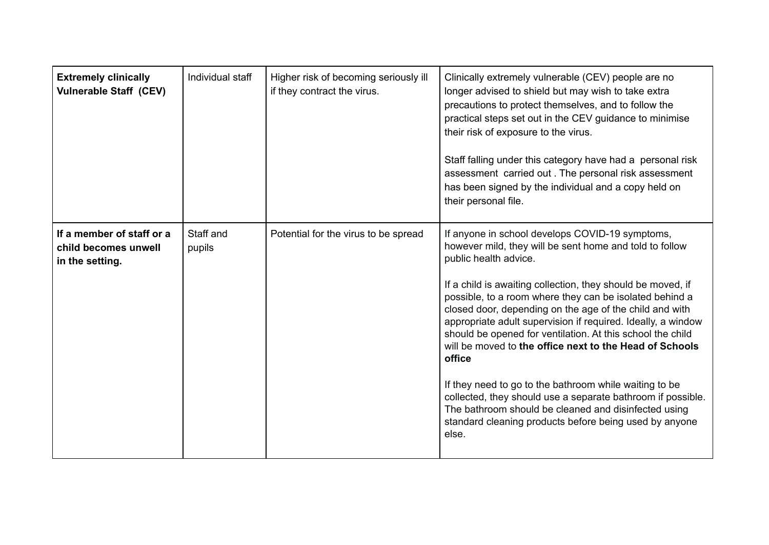| | | | |
|---|---|---|---|
| **Extremely clinically Vulnerable Staff (CEV)** | Individual staff | Higher risk of becoming seriously ill if they contract the virus. | Clinically extremely vulnerable (CEV) people are no longer advised to shield but may wish to take extra precautions to protect themselves, and to follow the practical steps set out in the CEV guidance to minimise their risk of exposure to the virus.<br><br>Staff falling under this category have had a personal risk assessment carried out . The personal risk assessment has been signed by the individual and a copy held on their personal file. |
| **If a member of staff or a child becomes unwell in the setting.** | Staff and pupils | Potential for the virus to be spread | If anyone in school develops COVID-19 symptoms, however mild, they will be sent home and told to follow public health advice.<br><br>If a child is awaiting collection, they should be moved, if possible, to a room where they can be isolated behind a closed door, depending on the age of the child and with appropriate adult supervision if required. Ideally, a window should be opened for ventilation. At this school the child will be moved to **the office next to the Head of Schools office**<br><br>If they need to go to the bathroom while waiting to be collected, they should use a separate bathroom if possible. The bathroom should be cleaned and disinfected using standard cleaning products before being used by anyone else. |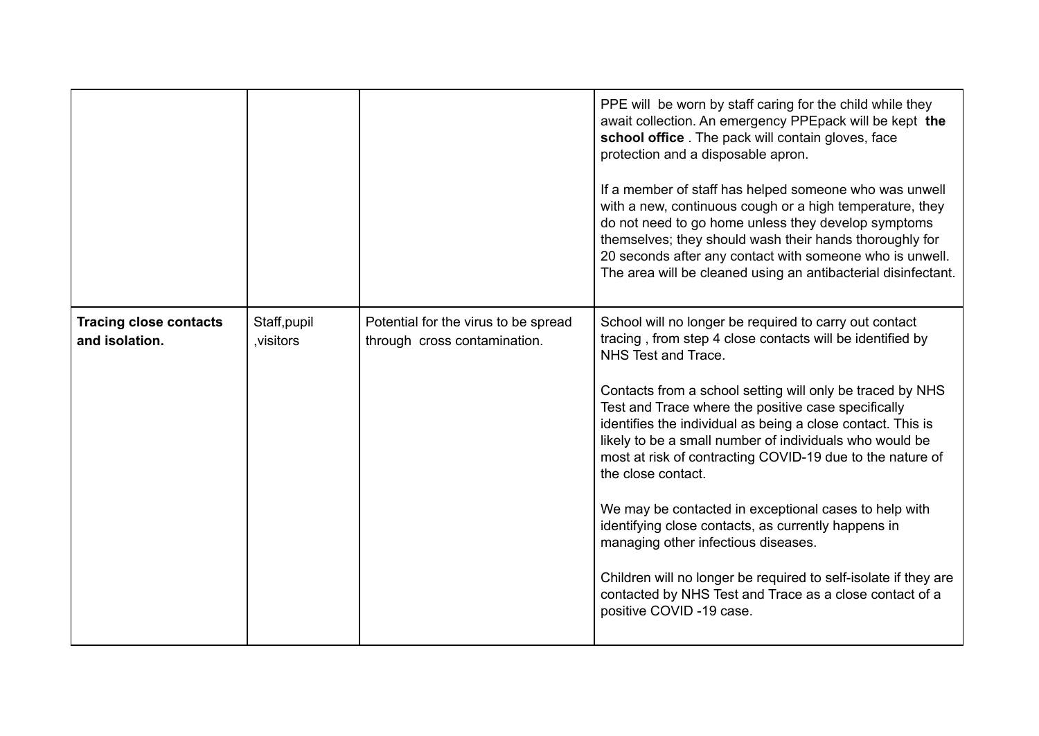| | | | |
|---|---|---|---|
| | | | PPE will be worn by staff caring for the child while they await collection. An emergency PPEpack will be kept **the school office** . The pack will contain gloves, face protection and a disposable apron.<br><br>If a member of staff has helped someone who was unwell with a new, continuous cough or a high temperature, they do not need to go home unless they develop symptoms themselves; they should wash their hands thoroughly for 20 seconds after any contact with someone who is unwell. The area will be cleaned using an antibacterial disinfectant. |
| **Tracing close contacts and isolation.** | Staff,pupil ,visitors | Potential for the virus to be spread through cross contamination. | School will no longer be required to carry out contact tracing , from step 4 close contacts will be identified by NHS Test and Trace.<br><br>Contacts from a school setting will only be traced by NHS Test and Trace where the positive case specifically identifies the individual as being a close contact. This is likely to be a small number of individuals who would be most at risk of contracting COVID-19 due to the nature of the close contact.<br><br>We may be contacted in exceptional cases to help with identifying close contacts, as currently happens in managing other infectious diseases.<br><br>Children will no longer be required to self-isolate if they are contacted by NHS Test and Trace as a close contact of a positive COVID -19 case. |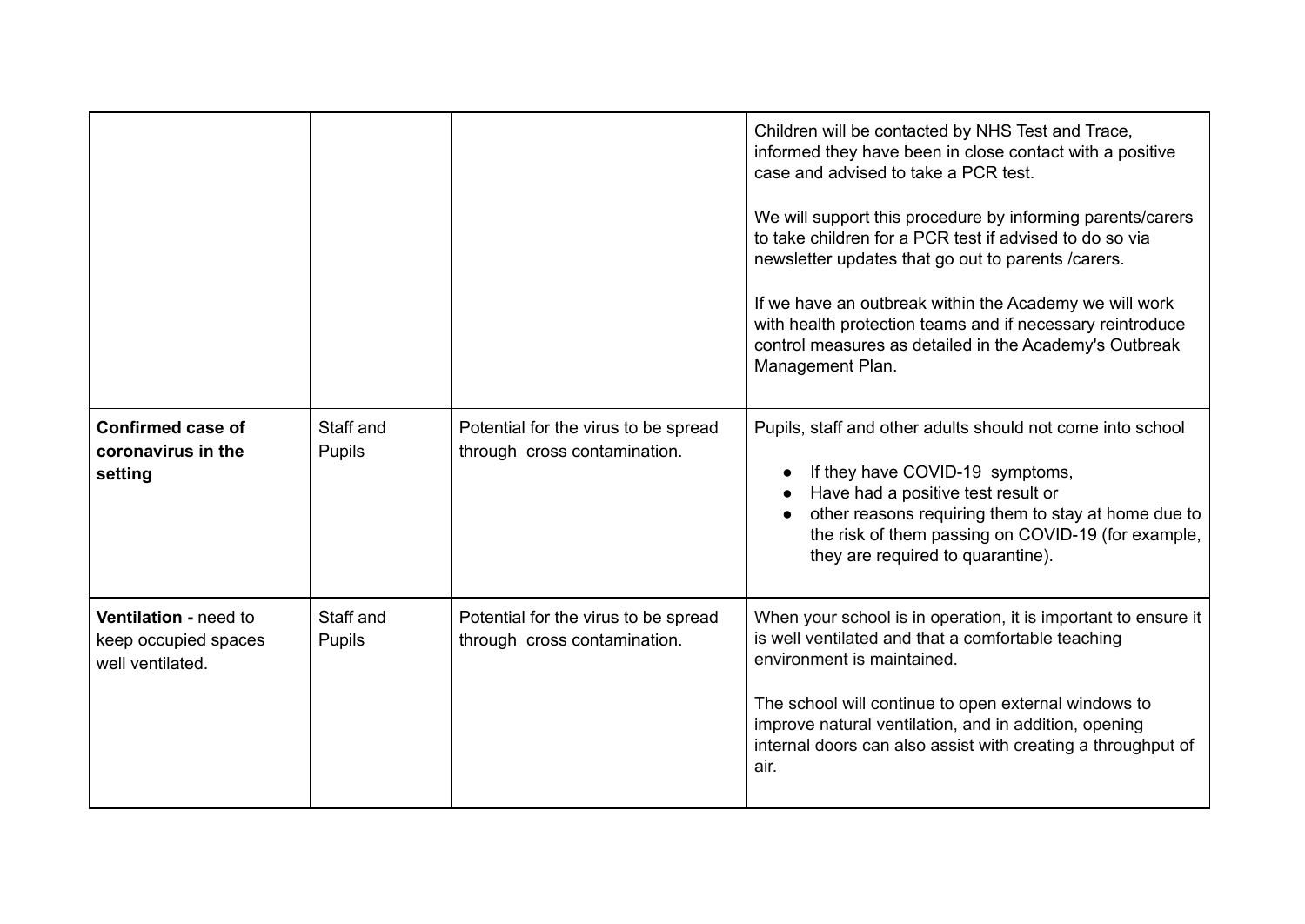| | | | |
|---|---|---|---|
| | | | Children will be contacted by NHS Test and Trace, informed they have been in close contact with a positive case and advised to take a PCR test.<br><br>We will support this procedure by informing parents/carers to take children for a PCR test if advised to do so via newsletter updates that go out to parents /carers.<br><br>If we have an outbreak within the Academy we will work with health protection teams and if necessary reintroduce control measures as detailed in the Academy's Outbreak Management Plan. |
| **Confirmed case of coronavirus in the setting** | Staff and Pupils | Potential for the virus to be spread through cross contamination. | Pupils, staff and other adults should not come into school<br><br>• If they have COVID-19 symptoms,<br>• Have had a positive test result or<br>• other reasons requiring them to stay at home due to the risk of them passing on COVID-19 (for example, they are required to quarantine). |
| **Ventilation -** need to keep occupied spaces well ventilated. | Staff and Pupils | Potential for the virus to be spread through cross contamination. | When your school is in operation, it is important to ensure it is well ventilated and that a comfortable teaching environment is maintained.<br><br>The school will continue to open external windows to improve natural ventilation, and in addition, opening internal doors can also assist with creating a throughput of air. |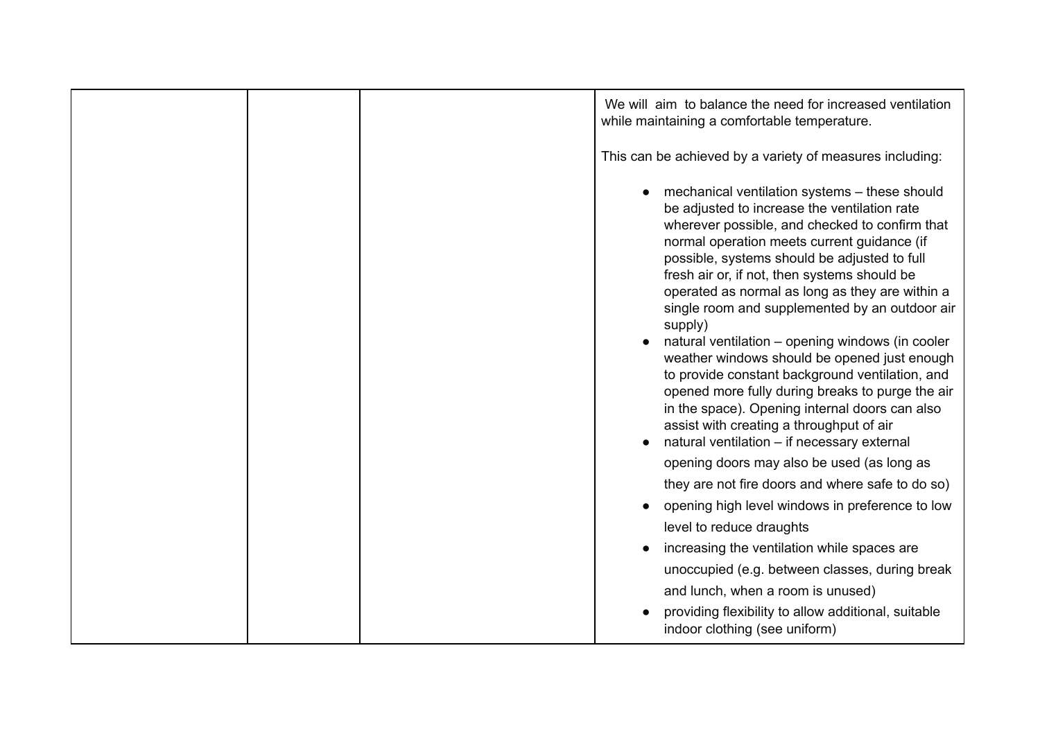| | | | |
|---|---|---|---|
| | | | We will aim to balance the need for increased ventilation while maintaining a comfortable temperature.<br><br>This can be achieved by a variety of measures including:<br><br>• mechanical ventilation systems – these should be adjusted to increase the ventilation rate wherever possible, and checked to confirm that normal operation meets current guidance (if possible, systems should be adjusted to full fresh air or, if not, then systems should be operated as normal as long as they are within a single room and supplemented by an outdoor air supply)<br>• natural ventilation – opening windows (in cooler weather windows should be opened just enough to provide constant background ventilation, and opened more fully during breaks to purge the air in the space). Opening internal doors can also assist with creating a throughput of air<br>• natural ventilation – if necessary external opening doors may also be used (as long as they are not fire doors and where safe to do so)<br>• opening high level windows in preference to low level to reduce draughts<br>• increasing the ventilation while spaces are unoccupied (e.g. between classes, during break and lunch, when a room is unused)<br>• providing flexibility to allow additional, suitable indoor clothing (see uniform) |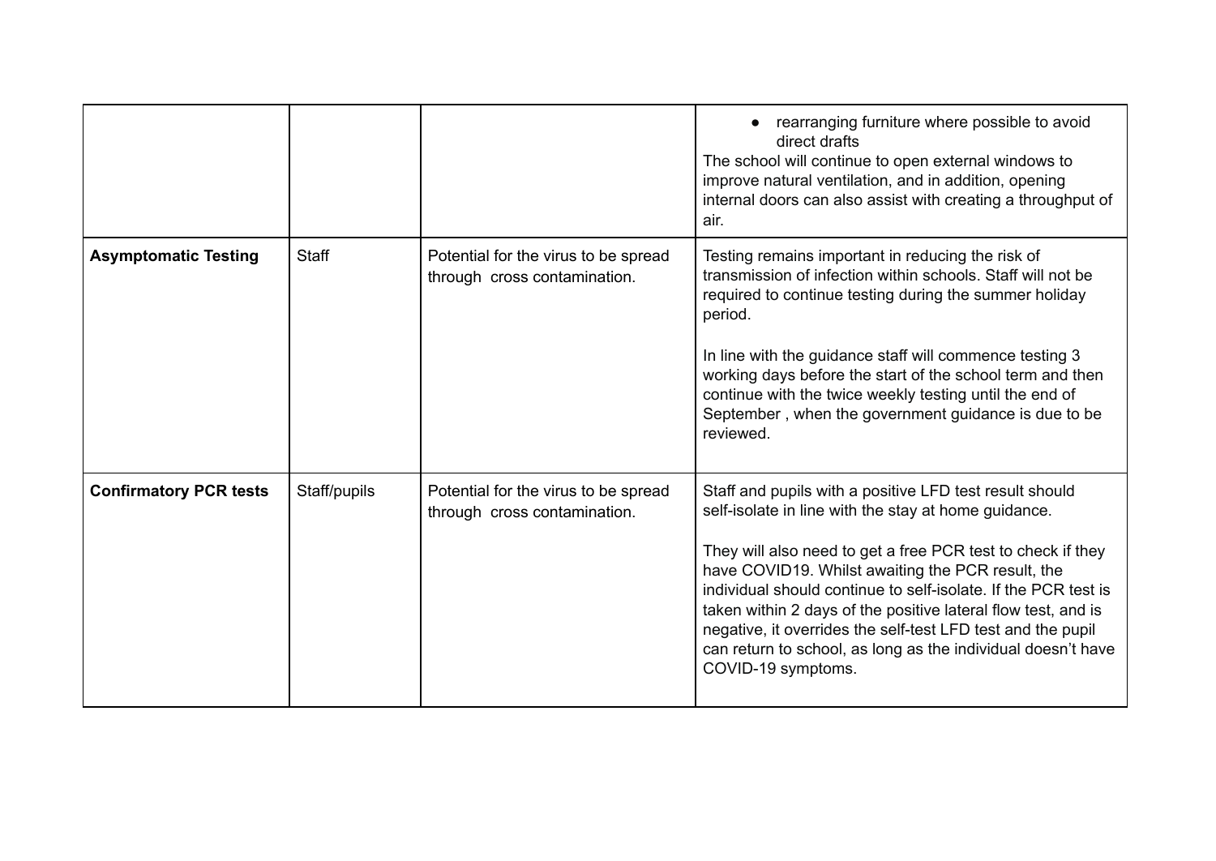| | | | |
|---|---|---|---|
| | | | • rearranging furniture where possible to avoid direct drafts<br>The school will continue to open external windows to improve natural ventilation, and in addition, opening internal doors can also assist with creating a throughput of air. |
| **Asymptomatic Testing** | Staff | Potential for the virus to be spread through cross contamination. | Testing remains important in reducing the risk of transmission of infection within schools. Staff will not be required to continue testing during the summer holiday period.<br><br>In line with the guidance staff will commence testing 3 working days before the start of the school term and then continue with the twice weekly testing until the end of September , when the government guidance is due to be reviewed. |
| **Confirmatory PCR tests** | Staff/pupils | Potential for the virus to be spread through cross contamination. | Staff and pupils with a positive LFD test result should self-isolate in line with the stay at home guidance.<br><br>They will also need to get a free PCR test to check if they have COVID19. Whilst awaiting the PCR result, the individual should continue to self-isolate. If the PCR test is taken within 2 days of the positive lateral flow test, and is negative, it overrides the self-test LFD test and the pupil can return to school, as long as the individual doesn't have COVID-19 symptoms. |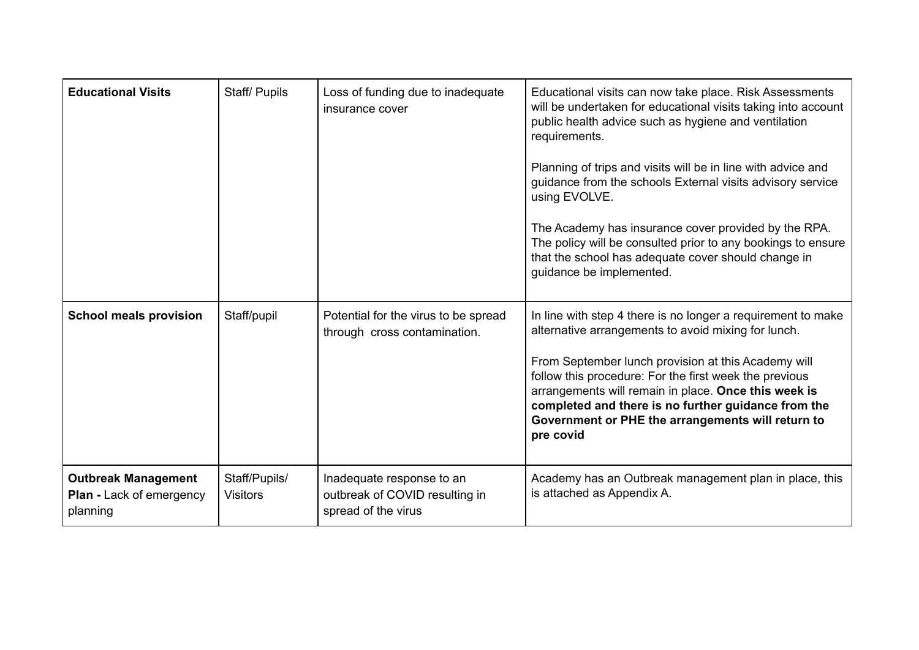| | | | |
|---|---|---|---|
| **Educational Visits** | Staff/ Pupils | Loss of funding due to inadequate insurance cover | Educational visits can now take place. Risk Assessments will be undertaken for educational visits taking into account public health advice such as hygiene and ventilation requirements.<br><br>Planning of trips and visits will be in line with advice and guidance from the schools External visits advisory service using EVOLVE.<br><br>The Academy has insurance cover provided by the RPA. The policy will be consulted prior to any bookings to ensure that the school has adequate cover should change in guidance be implemented. |
| **School meals provision** | Staff/pupil | Potential for the virus to be spread through cross contamination. | In line with step 4 there is no longer a requirement to make alternative arrangements to avoid mixing for lunch.<br><br>From September lunch provision at this Academy will follow this procedure: For the first week the previous arrangements will remain in place. **Once this week is completed and there is no further guidance from the Government or PHE the arrangements will return to pre covid** |
| **Outbreak Management Plan -** Lack of emergency planning | Staff/Pupils/ Visitors | Inadequate response to an outbreak of COVID resulting in spread of the virus | Academy has an Outbreak management plan in place, this is attached as Appendix A. |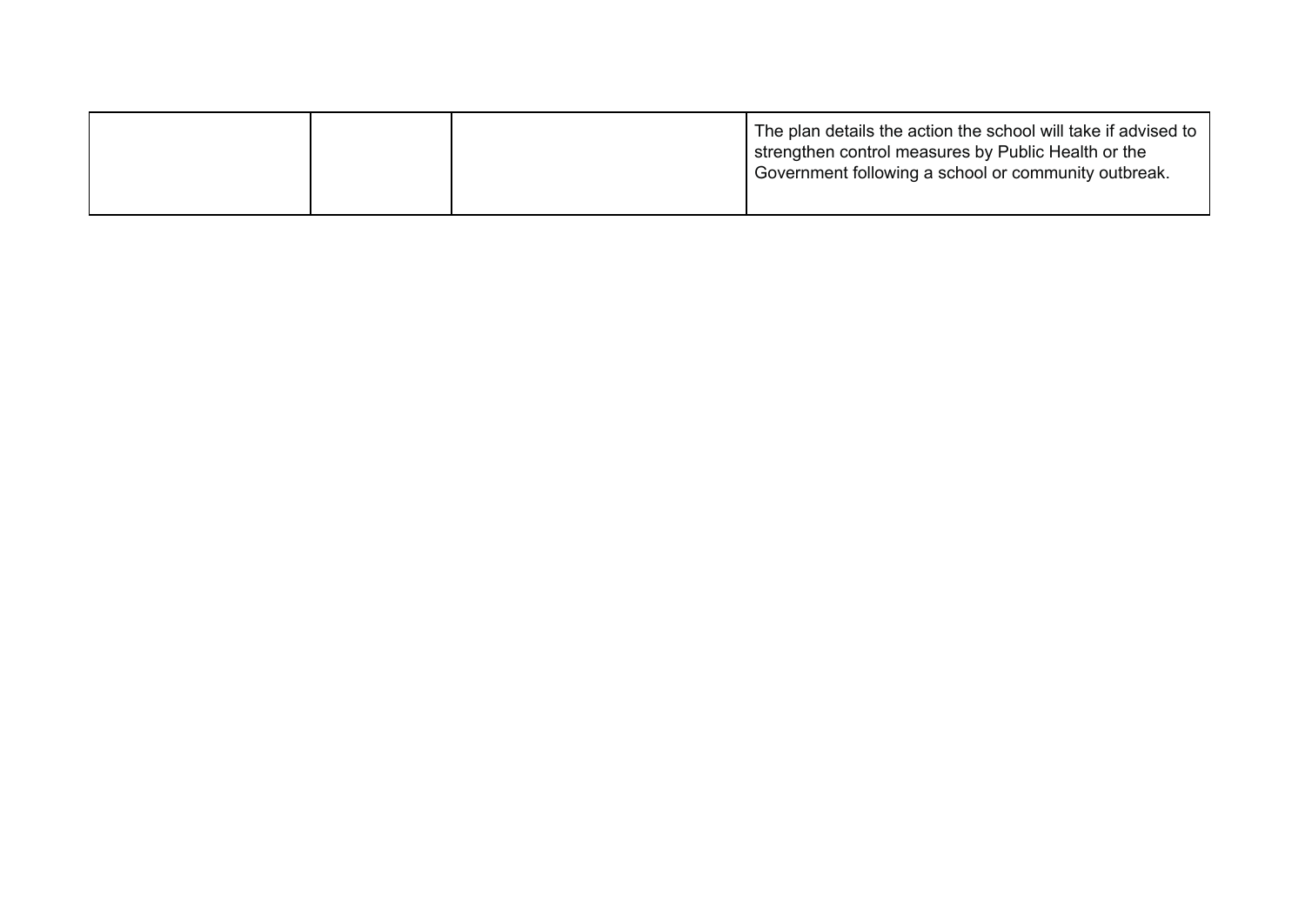| | | | |
|---|---|---|---|
| | | | The plan details the action the school will take if advised to strengthen control measures by Public Health or the Government following a school or community outbreak. |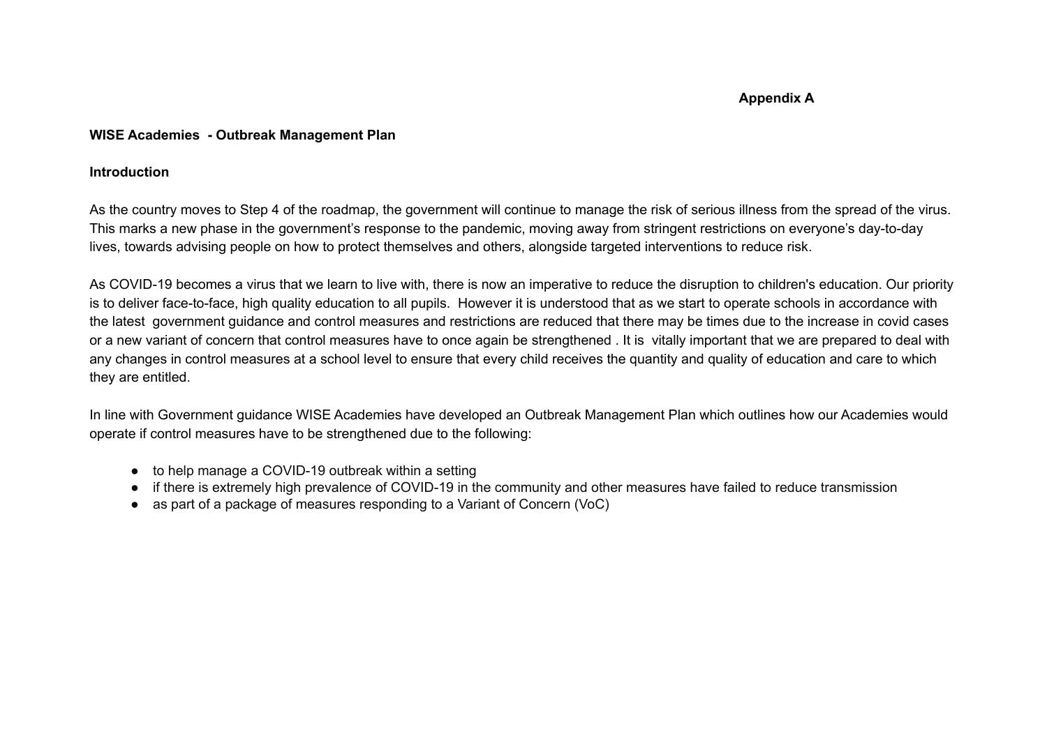**Appendix A**

## WISE Academies - Outbreak Management Plan

### Introduction

As the country moves to Step 4 of the roadmap, the government will continue to manage the risk of serious illness from the spread of the virus. This marks a new phase in the government's response to the pandemic, moving away from stringent restrictions on everyone's day-to-day lives, towards advising people on how to protect themselves and others, alongside targeted interventions to reduce risk.

As COVID-19 becomes a virus that we learn to live with, there is now an imperative to reduce the disruption to children's education. Our priority is to deliver face-to-face, high quality education to all pupils. However it is understood that as we start to operate schools in accordance with the latest government guidance and control measures and restrictions are reduced that there may be times due to the increase in covid cases or a new variant of concern that control measures have to once again be strengthened . It is vitally important that we are prepared to deal with any changes in control measures at a school level to ensure that every child receives the quantity and quality of education and care to which they are entitled.

In line with Government guidance WISE Academies have developed an Outbreak Management Plan which outlines how our Academies would operate if control measures have to be strengthened due to the following:

- to help manage a COVID-19 outbreak within a setting
- if there is extremely high prevalence of COVID-19 in the community and other measures have failed to reduce transmission
- as part of a package of measures responding to a Variant of Concern (VoC)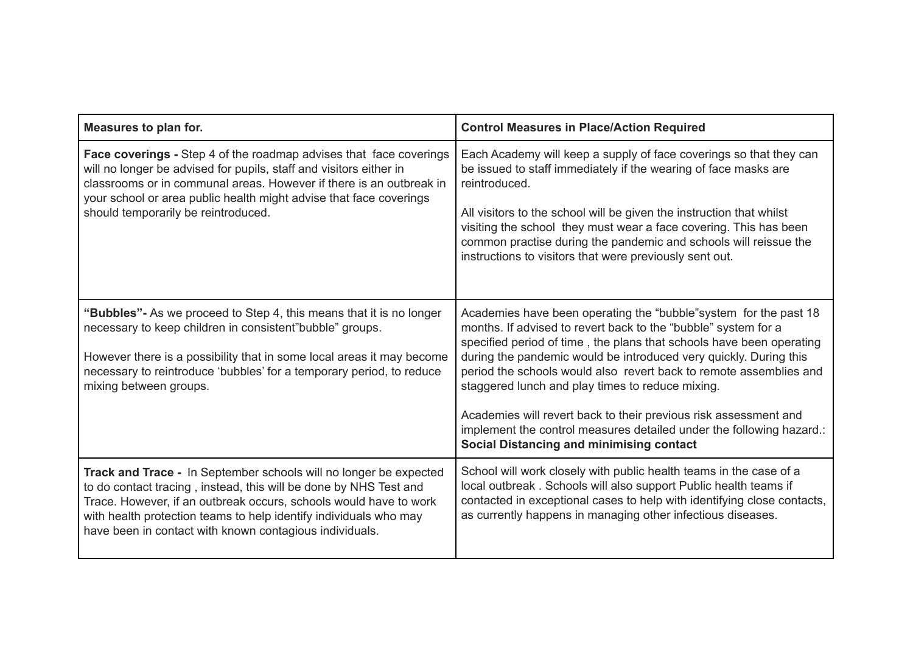| Measures to plan for. | Control Measures in Place/Action Required |
|---|---|
| **Face coverings -** Step 4 of the roadmap advises that face coverings will no longer be advised for pupils, staff and visitors either in classrooms or in communal areas. However if there is an outbreak in your school or area public health might advise that face coverings should temporarily be reintroduced. | Each Academy will keep a supply of face coverings so that they can be issued to staff immediately if the wearing of face masks are reintroduced.<br><br>All visitors to the school will be given the instruction that whilst visiting the school they must wear a face covering. This has been common practise during the pandemic and schools will reissue the instructions to visitors that were previously sent out. |
| **"Bubbles"-** As we proceed to Step 4, this means that it is no longer necessary to keep children in consistent"bubble" groups.<br><br>However there is a possibility that in some local areas it may become necessary to reintroduce 'bubbles' for a temporary period, to reduce mixing between groups. | Academies have been operating the "bubble"system for the past 18 months. If advised to revert back to the "bubble" system for a specified period of time , the plans that schools have been operating during the pandemic would be introduced very quickly. During this period the schools would also revert back to remote assemblies and staggered lunch and play times to reduce mixing.<br><br>Academies will revert back to their previous risk assessment and implement the control measures detailed under the following hazard.: **Social Distancing and minimising contact** |
| **Track and Trace -** In September schools will no longer be expected to do contact tracing , instead, this will be done by NHS Test and Trace. However, if an outbreak occurs, schools would have to work with health protection teams to help identify individuals who may have been in contact with known contagious individuals. | School will work closely with public health teams in the case of a local outbreak . Schools will also support Public health teams if contacted in exceptional cases to help with identifying close contacts, as currently happens in managing other infectious diseases. |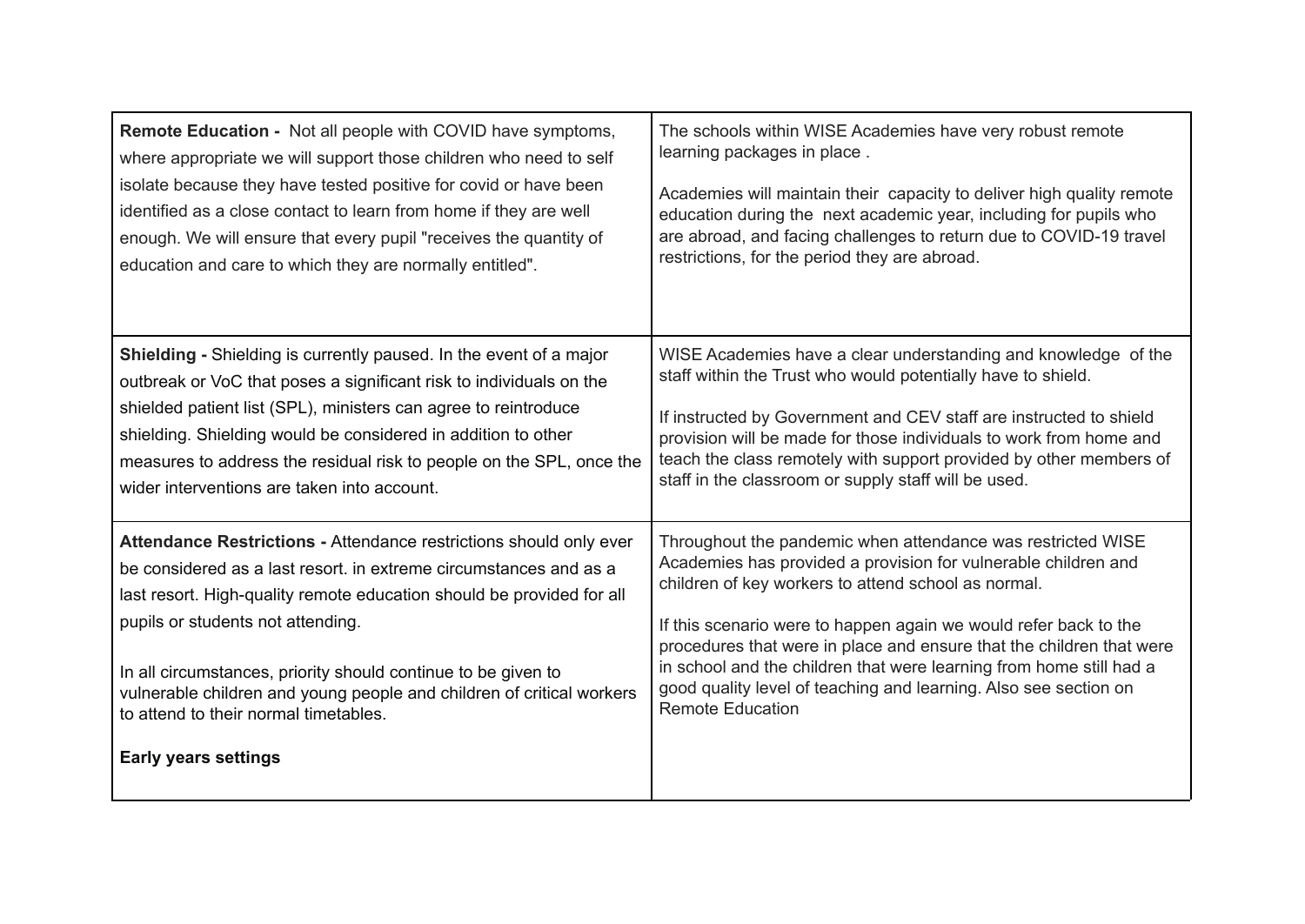| | |
|---|---|
| **Remote Education -** Not all people with COVID have symptoms, where appropriate we will support those children who need to self isolate because they have tested positive for covid or have been identified as a close contact to learn from home if they are well enough. We will ensure that every pupil "receives the quantity of education and care to which they are normally entitled". | The schools within WISE Academies have very robust remote learning packages in place .<br><br>Academies will maintain their capacity to deliver high quality remote education during the next academic year, including for pupils who are abroad, and facing challenges to return due to COVID-19 travel restrictions, for the period they are abroad. |
| **Shielding -** Shielding is currently paused. In the event of a major outbreak or VoC that poses a significant risk to individuals on the shielded patient list (SPL), ministers can agree to reintroduce shielding. Shielding would be considered in addition to other measures to address the residual risk to people on the SPL, once the wider interventions are taken into account. | WISE Academies have a clear understanding and knowledge of the staff within the Trust who would potentially have to shield.<br><br>If instructed by Government and CEV staff are instructed to shield provision will be made for those individuals to work from home and teach the class remotely with support provided by other members of staff in the classroom or supply staff will be used. |
| **Attendance Restrictions -** Attendance restrictions should only ever be considered as a last resort. in extreme circumstances and as a last resort. High-quality remote education should be provided for all pupils or students not attending.<br><br>In all circumstances, priority should continue to be given to vulnerable children and young people and children of critical workers to attend to their normal timetables.<br><br>**Early years settings** | Throughout the pandemic when attendance was restricted WISE Academies has provided a provision for vulnerable children and children of key workers to attend school as normal.<br><br>If this scenario were to happen again we would refer back to the procedures that were in place and ensure that the children that were in school and the children that were learning from home still had a good quality level of teaching and learning. Also see section on Remote Education |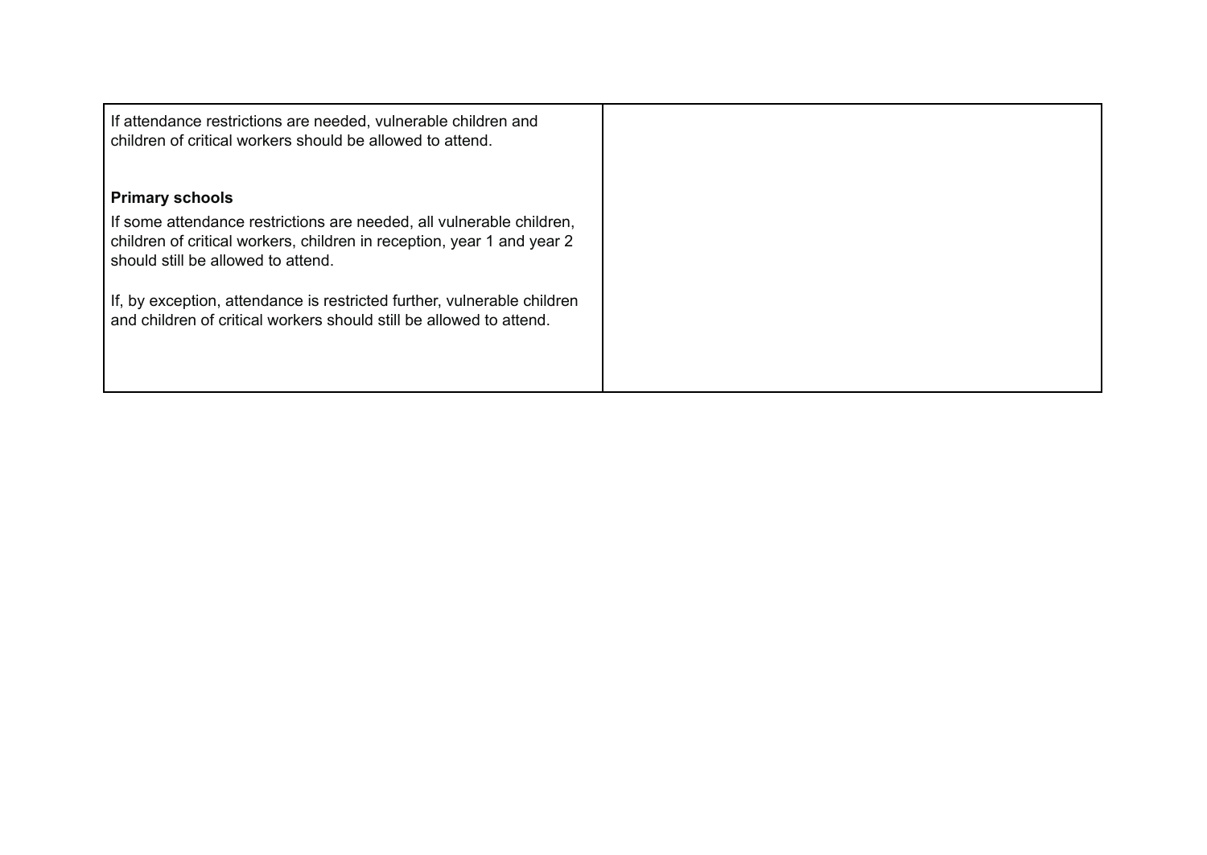| | |
|---|---|
| If attendance restrictions are needed, vulnerable children and children of critical workers should be allowed to attend.<br><br>**Primary schools**<br>If some attendance restrictions are needed, all vulnerable children, children of critical workers, children in reception, year 1 and year 2 should still be allowed to attend.<br><br>If, by exception, attendance is restricted further, vulnerable children and children of critical workers should still be allowed to attend. | |